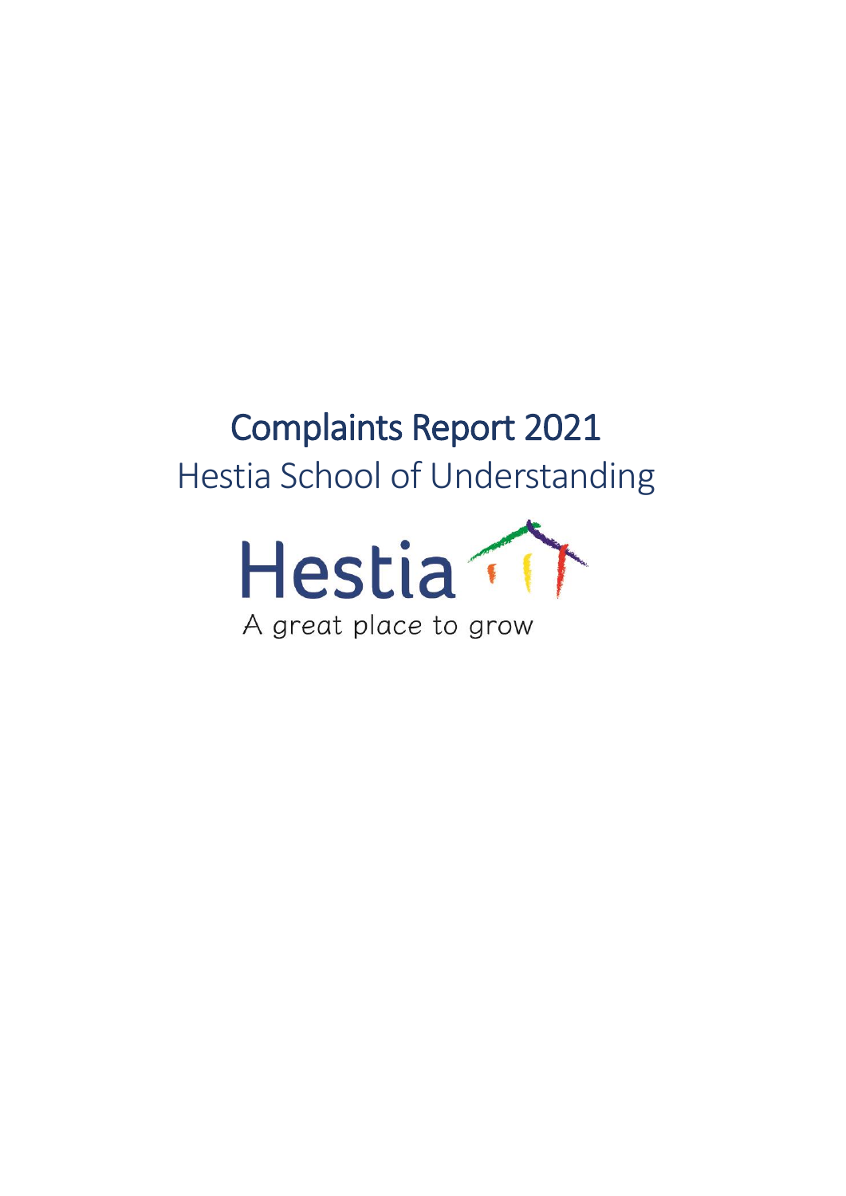# Complaints Report 2021

Hestia School of Understanding

Hestia

A great place to grow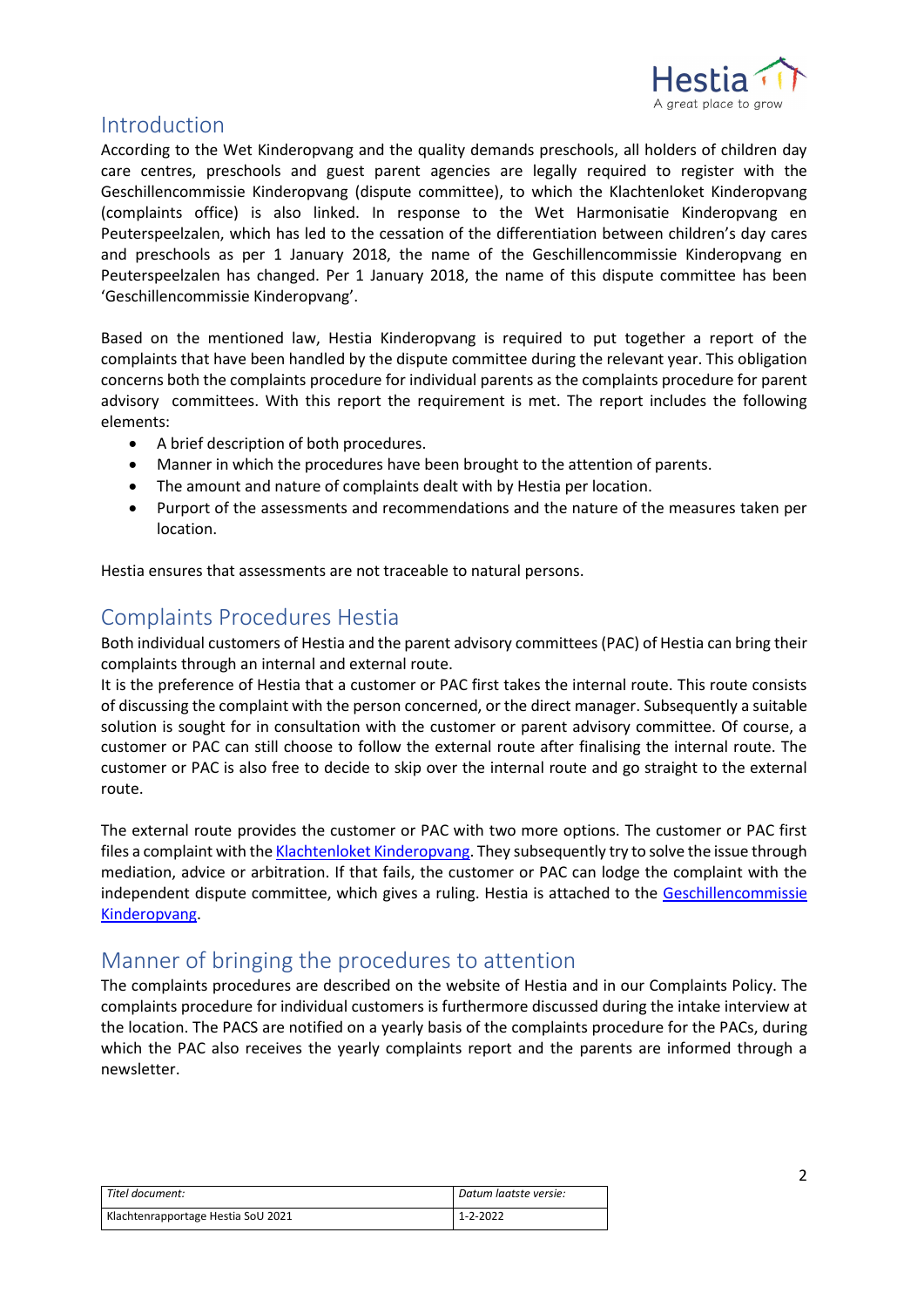## Introduction

According to the Wet Kinderopvang and the quality demands preschools, all holders of children day care centres, preschools and guest parent agencies are legally required to register with the Geschillencommissie Kinderopvang (dispute committee), to which the Klachtenloket Kinderopvang (complaints office) is also linked. In response to the Wet Harmonisatie Kinderopvang en Peuterspeelzalen, which has led to the cessation of the differentiation between children's day cares and preschools as per 1 January 2018, the name of the Geschillencommissie Kinderopvang en Peuterspeelzalen has changed. Per 1 January 2018, the name of this dispute committee has been 'Geschillencommissie Kinderopvang'.

Based on the mentioned law, Hestia Kinderopvang is required to put together a report of the complaints that have been handled by the dispute committee during the relevant year. This obligation concerns both the complaints procedure for individual parents as the complaints procedure for parent advisory committees. With this report the requirement is met. The report includes the following elements:

- A brief description of both procedures.
- Manner in which the procedures have been brought to the attention of parents.
- The amount and nature of complaints dealt with by Hestia per location.
- Purport of the assessments and recommendations and the nature of the measures taken per location.

Hestia ensures that assessments are not traceable to natural persons.

## Complaints Procedures Hestia

Both individual customers of Hestia and the parent advisory committees (PAC) of Hestia can bring their complaints through an internal and external route.
It is the preference of Hestia that a customer or PAC first takes the internal route. This route consists of discussing the complaint with the person concerned, or the direct manager. Subsequently a suitable solution is sought for in consultation with the customer or parent advisory committee. Of course, a customer or PAC can still choose to follow the external route after finalising the internal route. The customer or PAC is also free to decide to skip over the internal route and go straight to the external route.

The external route provides the customer or PAC with two more options. The customer or PAC first files a complaint with the Klachtenloket Kinderopvang. They subsequently try to solve the issue through mediation, advice or arbitration. If that fails, the customer or PAC can lodge the complaint with the independent dispute committee, which gives a ruling. Hestia is attached to the Geschillencommissie Kinderopvang.

## Manner of bringing the procedures to attention

The complaints procedures are described on the website of Hestia and in our Complaints Policy. The complaints procedure for individual customers is furthermore discussed during the intake interview at the location. The PACS are notified on a yearly basis of the complaints procedure for the PACs, during which the PAC also receives the yearly complaints report and the parents are informed through a newsletter.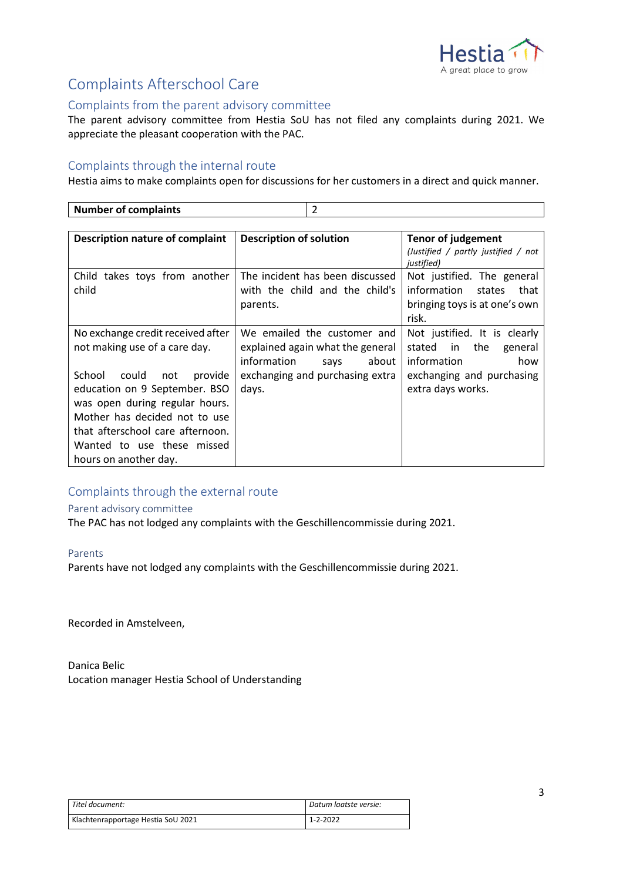# Complaints Afterschool Care

## Complaints from the parent advisory committee

The parent advisory committee from Hestia SoU has not filed any complaints during 2021. We appreciate the pleasant cooperation with the PAC.

## Complaints through the internal route

Hestia aims to make complaints open for discussions for her customers in a direct and quick manner.

| **Number of complaints** | 2 |
|---|---|

| **Description nature of complaint** | **Description of solution** | **Tenor of judgement** *(Justified / partly justified / not justified)* |
|---|---|---|
| Child takes toys from another child | The incident has been discussed with the child and the child's parents. | Not justified. The general information states that bringing toys is at one's own risk. |
| No exchange credit received after not making use of a care day.<br><br>School could not provide education on 9 September. BSO was open during regular hours. Mother has decided not to use that afterschool care afternoon. Wanted to use these missed hours on another day. | We emailed the customer and explained again what the general information says about exchanging and purchasing extra days. | Not justified. It is clearly stated in the general information how exchanging and purchasing extra days works. |

## Complaints through the external route

### Parent advisory committee

The PAC has not lodged any complaints with the Geschillencommissie during 2021.

### Parents

Parents have not lodged any complaints with the Geschillencommissie during 2021.

Recorded in Amstelveen,

Danica Belic
Location manager Hestia School of Understanding

| *Titel document:* | *Datum laatste versie:* |
|---|---|
| Klachtenrapportage Hestia SoU 2021 | 1-2-2022 |